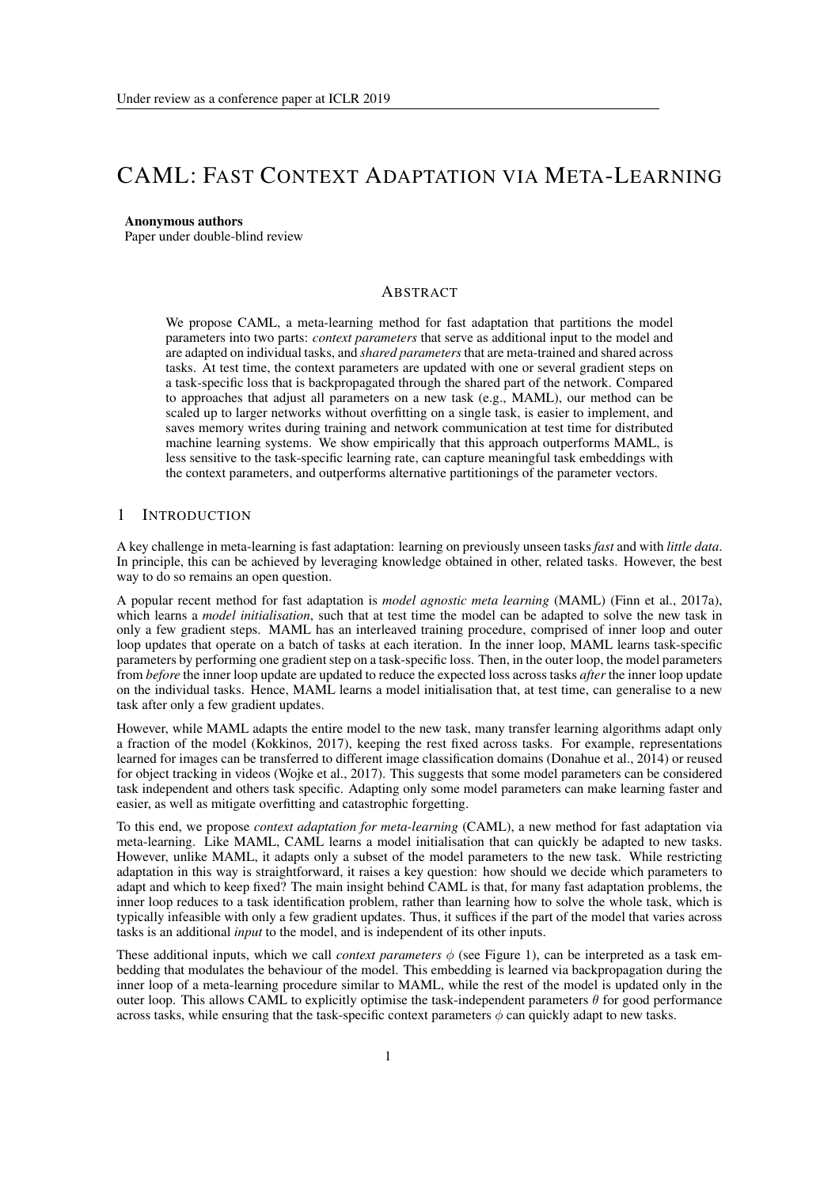# CAML: Fast Context Adaptation via Meta-Learning

**Anonymous authors**
Paper under double-blind review

## Abstract

We propose CAML, a meta-learning method for fast adaptation that partitions the model parameters into two parts: *context parameters* that serve as additional input to the model and are adapted on individual tasks, and *shared parameters* that are meta-trained and shared across tasks. At test time, the context parameters are updated with one or several gradient steps on a task-specific loss that is backpropagated through the shared part of the network. Compared to approaches that adjust all parameters on a new task (e.g., MAML), our method can be scaled up to larger networks without overfitting on a single task, is easier to implement, and saves memory writes during training and network communication at test time for distributed machine learning systems. We show empirically that this approach outperforms MAML, is less sensitive to the task-specific learning rate, can capture meaningful task embeddings with the context parameters, and outperforms alternative partitionings of the parameter vectors.

## 1 Introduction

A key challenge in meta-learning is fast adaptation: learning on previously unseen tasks *fast* and with *little data*. In principle, this can be achieved by leveraging knowledge obtained in other, related tasks. However, the best way to do so remains an open question.

A popular recent method for fast adaptation is *model agnostic meta learning* (MAML) (Finn et al., 2017a), which learns a *model initialisation*, such that at test time the model can be adapted to solve the new task in only a few gradient steps. MAML has an interleaved training procedure, comprised of inner loop and outer loop updates that operate on a batch of tasks at each iteration. In the inner loop, MAML learns task-specific parameters by performing one gradient step on a task-specific loss. Then, in the outer loop, the model parameters from *before* the inner loop update are updated to reduce the expected loss across tasks *after* the inner loop update on the individual tasks. Hence, MAML learns a model initialisation that, at test time, can generalise to a new task after only a few gradient updates.

However, while MAML adapts the entire model to the new task, many transfer learning algorithms adapt only a fraction of the model (Kokkinos, 2017), keeping the rest fixed across tasks. For example, representations learned for images can be transferred to different image classification domains (Donahue et al., 2014) or reused for object tracking in videos (Wojke et al., 2017). This suggests that some model parameters can be considered task independent and others task specific. Adapting only some model parameters can make learning faster and easier, as well as mitigate overfitting and catastrophic forgetting.

To this end, we propose *context adaptation for meta-learning* (CAML), a new method for fast adaptation via meta-learning. Like MAML, CAML learns a model initialisation that can quickly be adapted to new tasks. However, unlike MAML, it adapts only a subset of the model parameters to the new task. While restricting adaptation in this way is straightforward, it raises a key question: how should we decide which parameters to adapt and which to keep fixed? The main insight behind CAML is that, for many fast adaptation problems, the inner loop reduces to a task identification problem, rather than learning how to solve the whole task, which is typically infeasible with only a few gradient updates. Thus, it suffices if the part of the model that varies across tasks is an additional *input* to the model, and is independent of its other inputs.

These additional inputs, which we call *context parameters* $\phi$ (see Figure 1), can be interpreted as a task embedding that modulates the behaviour of the model. This embedding is learned via backpropagation during the inner loop of a meta-learning procedure similar to MAML, while the rest of the model is updated only in the outer loop. This allows CAML to explicitly optimise the task-independent parameters $\theta$ for good performance across tasks, while ensuring that the task-specific context parameters $\phi$ can quickly adapt to new tasks.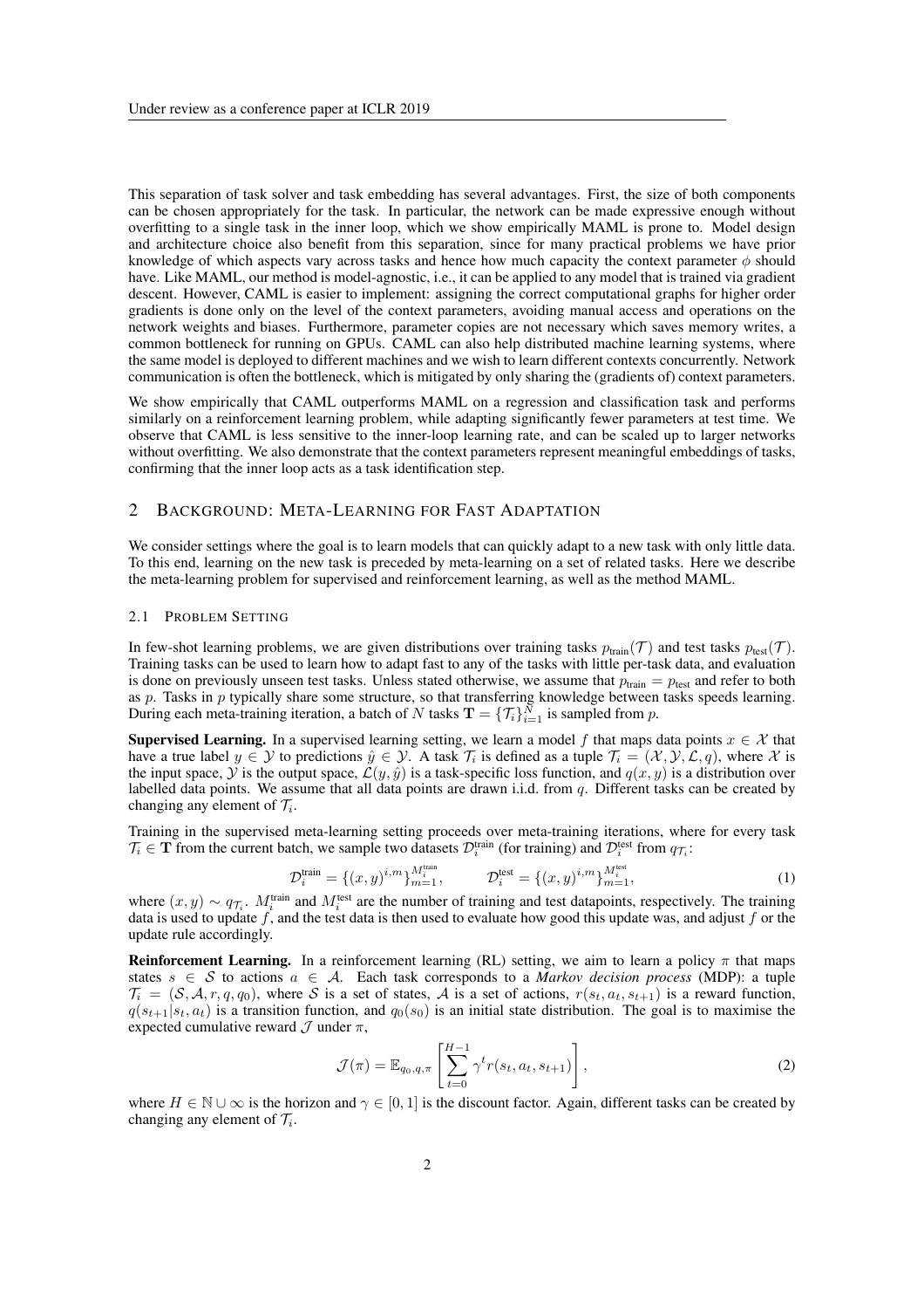This separation of task solver and task embedding has several advantages. First, the size of both components can be chosen appropriately for the task. In particular, the network can be made expressive enough without overfitting to a single task in the inner loop, which we show empirically MAML is prone to. Model design and architecture choice also benefit from this separation, since for many practical problems we have prior knowledge of which aspects vary across tasks and hence how much capacity the context parameter $\phi$ should have. Like MAML, our method is model-agnostic, i.e., it can be applied to any model that is trained via gradient descent. However, CAML is easier to implement: assigning the correct computational graphs for higher order gradients is done only on the level of the context parameters, avoiding manual access and operations on the network weights and biases. Furthermore, parameter copies are not necessary which saves memory writes, a common bottleneck for running on GPUs. CAML can also help distributed machine learning systems, where the same model is deployed to different machines and we wish to learn different contexts concurrently. Network communication is often the bottleneck, which is mitigated by only sharing the (gradients of) context parameters.

We show empirically that CAML outperforms MAML on a regression and classification task and performs similarly on a reinforcement learning problem, while adapting significantly fewer parameters at test time. We observe that CAML is less sensitive to the inner-loop learning rate, and can be scaled up to larger networks without overfitting. We also demonstrate that the context parameters represent meaningful embeddings of tasks, confirming that the inner loop acts as a task identification step.

## 2 Background: Meta-Learning for Fast Adaptation

We consider settings where the goal is to learn models that can quickly adapt to a new task with only little data. To this end, learning on the new task is preceded by meta-learning on a set of related tasks. Here we describe the meta-learning problem for supervised and reinforcement learning, as well as the method MAML.

### 2.1 Problem Setting

In few-shot learning problems, we are given distributions over training tasks $p_{\text{train}}(\mathcal{T})$ and test tasks $p_{\text{test}}(\mathcal{T})$. Training tasks can be used to learn how to adapt fast to any of the tasks with little per-task data, and evaluation is done on previously unseen test tasks. Unless stated otherwise, we assume that $p_{\text{train}} = p_{\text{test}}$ and refer to both as $p$. Tasks in $p$ typically share some structure, so that transferring knowledge between tasks speeds learning. During each meta-training iteration, a batch of $N$ tasks $\mathbf{T} = \{\mathcal{T}_i\}_{i=1}^{N}$ is sampled from $p$.

**Supervised Learning.** In a supervised learning setting, we learn a model $f$ that maps data points $x \in \mathcal{X}$ that have a true label $y \in \mathcal{Y}$ to predictions $\hat{y} \in \mathcal{Y}$. A task $\mathcal{T}_i$ is defined as a tuple $\mathcal{T}_i = (\mathcal{X}, \mathcal{Y}, \mathcal{L}, q)$, where $\mathcal{X}$ is the input space, $\mathcal{Y}$ is the output space, $\mathcal{L}(y, \hat{y})$ is a task-specific loss function, and $q(x, y)$ is a distribution over labelled data points. We assume that all data points are drawn i.i.d. from $q$. Different tasks can be created by changing any element of $\mathcal{T}_i$.

Training in the supervised meta-learning setting proceeds over meta-training iterations, where for every task $\mathcal{T}_i \in \mathbf{T}$ from the current batch, we sample two datasets $\mathcal{D}_i^{\text{train}}$ (for training) and $\mathcal{D}_i^{\text{test}}$ from $q_{\mathcal{T}_i}$:

$$\mathcal{D}_i^{\text{train}} = \{(x, y)^{i,m}\}_{m=1}^{M_i^{\text{train}}}, \qquad \mathcal{D}_i^{\text{test}} = \{(x, y)^{i,m}\}_{m=1}^{M_i^{\text{test}}}, \tag{1}$$

where $(x, y) \sim q_{\mathcal{T}_i}$. $M_i^{\text{train}}$ and $M_i^{\text{test}}$ are the number of training and test datapoints, respectively. The training data is used to update $f$, and the test data is then used to evaluate how good this update was, and adjust $f$ or the update rule accordingly.

**Reinforcement Learning.** In a reinforcement learning (RL) setting, we aim to learn a policy $\pi$ that maps states $s \in \mathcal{S}$ to actions $a \in \mathcal{A}$. Each task corresponds to a *Markov decision process* (MDP): a tuple $\mathcal{T}_i = (\mathcal{S}, \mathcal{A}, r, q, q_0)$, where $\mathcal{S}$ is a set of states, $\mathcal{A}$ is a set of actions, $r(s_t, a_t, s_{t+1})$ is a reward function, $q(s_{t+1}|s_t, a_t)$ is a transition function, and $q_0(s_0)$ is an initial state distribution. The goal is to maximise the expected cumulative reward $\mathcal{J}$ under $\pi$,

$$\mathcal{J}(\pi) = \mathbb{E}_{q_0, q, \pi}\left[\sum_{t=0}^{H-1} \gamma^t r(s_t, a_t, s_{t+1})\right], \tag{2}$$

where $H \in \mathbb{N} \cup \infty$ is the horizon and $\gamma \in [0, 1]$ is the discount factor. Again, different tasks can be created by changing any element of $\mathcal{T}_i$.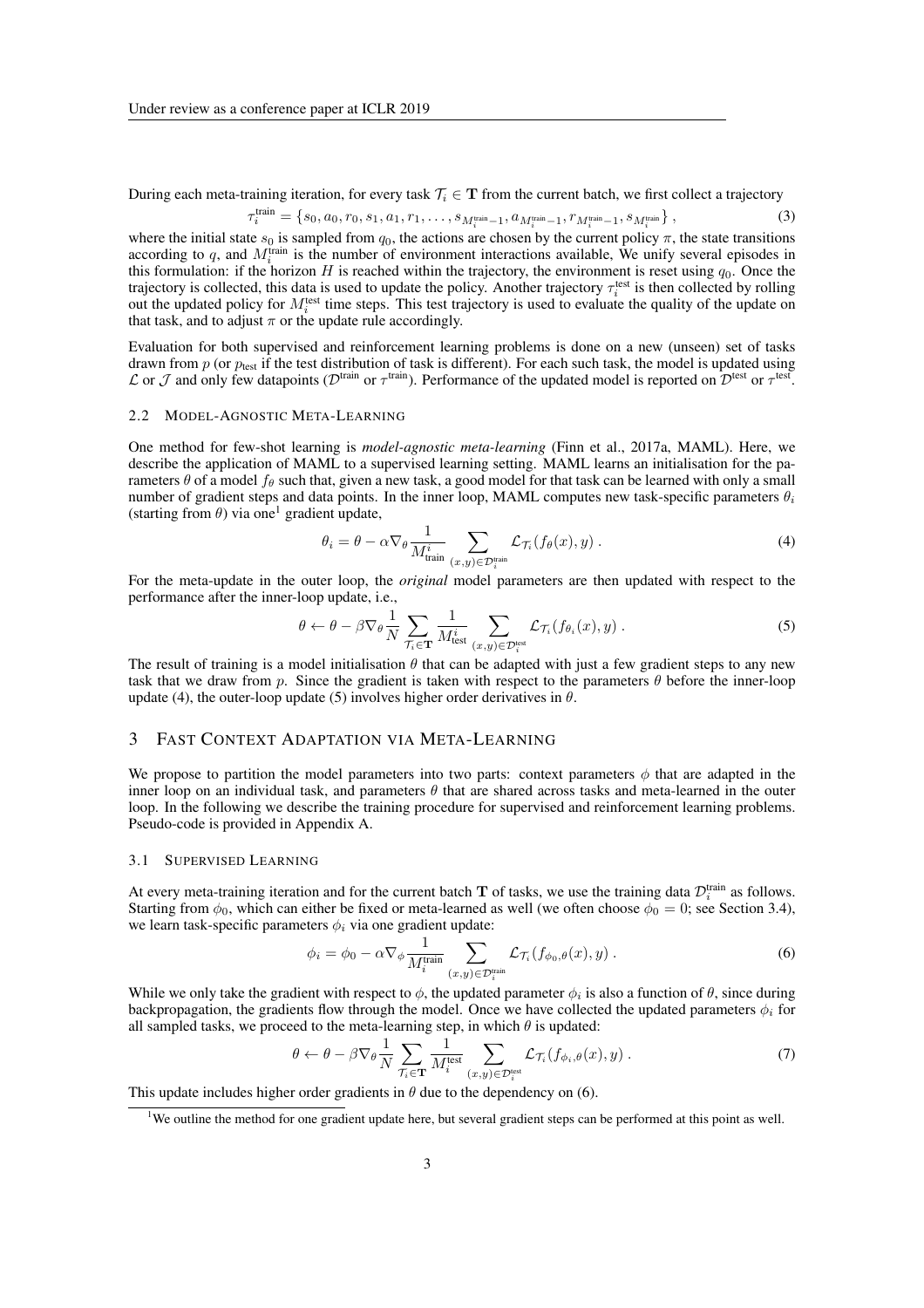During each meta-training iteration, for every task $\mathcal{T}_i \in \mathbf{T}$ from the current batch, we first collect a trajectory

$$\tau_i^{\text{train}} = \{s_0, a_0, r_0, s_1, a_1, r_1, \dots, s_{M_i^{\text{train}}-1}, a_{M_i^{\text{train}}-1}, r_{M_i^{\text{train}}-1}, s_{M_i^{\text{train}}}\}, \tag{3}$$

where the initial state $s_0$ is sampled from $q_0$, the actions are chosen by the current policy $\pi$, the state transitions according to $q$, and $M_i^{\text{train}}$ is the number of environment interactions available, We unify several episodes in this formulation: if the horizon $H$ is reached within the trajectory, the environment is reset using $q_0$. Once the trajectory is collected, this data is used to update the policy. Another trajectory $\tau_i^{\text{test}}$ is then collected by rolling out the updated policy for $M_i^{\text{test}}$ time steps. This test trajectory is used to evaluate the quality of the update on that task, and to adjust $\pi$ or the update rule accordingly.

Evaluation for both supervised and reinforcement learning problems is done on a new (unseen) set of tasks drawn from $p$ (or $p_{\text{test}}$ if the test distribution of task is different). For each such task, the model is updated using $\mathcal{L}$ or $\mathcal{J}$ and only few datapoints ($\mathcal{D}^{\text{train}}$ or $\tau^{\text{train}}$). Performance of the updated model is reported on $\mathcal{D}^{\text{test}}$ or $\tau^{\text{test}}$.

### 2.2 Model-Agnostic Meta-Learning

One method for few-shot learning is *model-agnostic meta-learning* (Finn et al., 2017a, MAML). Here, we describe the application of MAML to a supervised learning setting. MAML learns an initialisation for the parameters $\theta$ of a model $f_\theta$ such that, given a new task, a good model for that task can be learned with only a small number of gradient steps and data points. In the inner loop, MAML computes new task-specific parameters $\theta_i$ (starting from $\theta$) via one[1] gradient update,

$$\theta_i = \theta - \alpha \nabla_\theta \frac{1}{M_{\text{train}}^i} \sum_{(x,y)\in\mathcal{D}_i^{\text{train}}} \mathcal{L}_{\mathcal{T}_i}(f_\theta(x), y) . \tag{4}$$

For the meta-update in the outer loop, the *original* model parameters are then updated with respect to the performance after the inner-loop update, i.e.,

$$\theta \leftarrow \theta - \beta \nabla_\theta \frac{1}{N} \sum_{\mathcal{T}_i\in\mathbf{T}} \frac{1}{M_{\text{test}}^i} \sum_{(x,y)\in\mathcal{D}_i^{\text{test}}} \mathcal{L}_{\mathcal{T}_i}(f_{\theta_i}(x), y) . \tag{5}$$

The result of training is a model initialisation $\theta$ that can be adapted with just a few gradient steps to any new task that we draw from $p$. Since the gradient is taken with respect to the parameters $\theta$ before the inner-loop update (4), the outer-loop update (5) involves higher order derivatives in $\theta$.

## 3 Fast Context Adaptation via Meta-Learning

We propose to partition the model parameters into two parts: context parameters $\phi$ that are adapted in the inner loop on an individual task, and parameters $\theta$ that are shared across tasks and meta-learned in the outer loop. In the following we describe the training procedure for supervised and reinforcement learning problems. Pseudo-code is provided in Appendix A.

### 3.1 Supervised Learning

At every meta-training iteration and for the current batch $\mathbf{T}$ of tasks, we use the training data $\mathcal{D}_i^{\text{train}}$ as follows. Starting from $\phi_0$, which can either be fixed or meta-learned as well (we often choose $\phi_0 = 0$; see Section 3.4), we learn task-specific parameters $\phi_i$ via one gradient update:

$$\phi_i = \phi_0 - \alpha \nabla_\phi \frac{1}{M_i^{\text{train}}} \sum_{(x,y)\in\mathcal{D}_i^{\text{train}}} \mathcal{L}_{\mathcal{T}_i}(f_{\phi_0,\theta}(x), y) . \tag{6}$$

While we only take the gradient with respect to $\phi$, the updated parameter $\phi_i$ is also a function of $\theta$, since during backpropagation, the gradients flow through the model. Once we have collected the updated parameters $\phi_i$ for all sampled tasks, we proceed to the meta-learning step, in which $\theta$ is updated:

$$\theta \leftarrow \theta - \beta \nabla_\theta \frac{1}{N} \sum_{\mathcal{T}_i\in\mathbf{T}} \frac{1}{M_i^{\text{test}}} \sum_{(x,y)\in\mathcal{D}_i^{\text{test}}} \mathcal{L}_{\mathcal{T}_i}(f_{\phi_i,\theta}(x), y) . \tag{7}$$

This update includes higher order gradients in $\theta$ due to the dependency on (6).

[1] We outline the method for one gradient update here, but several gradient steps can be performed at this point as well.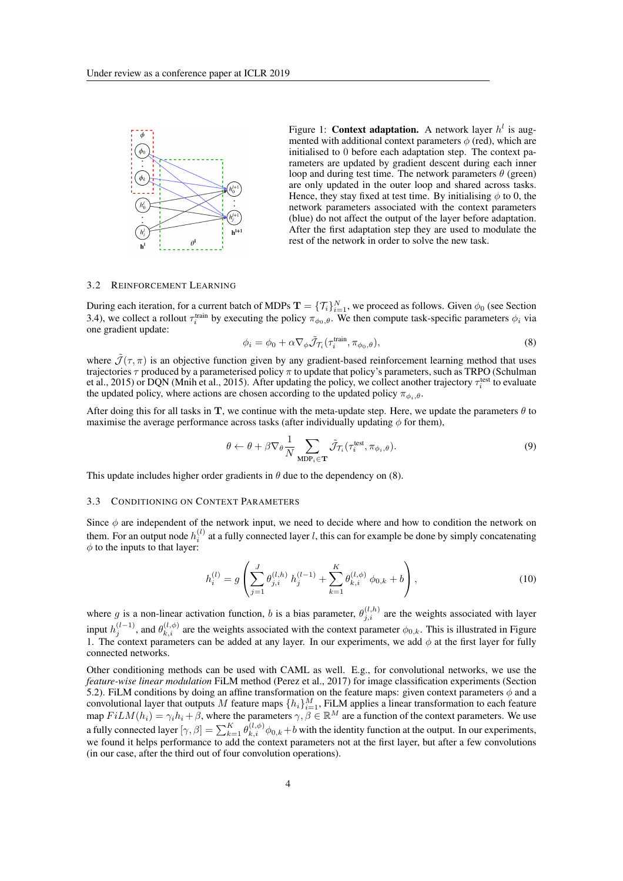Figure 1: **Context adaptation.** A network layer $h^l$ is augmented with additional context parameters $\phi$ (red), which are initialised to 0 before each adaptation step. The context parameters are updated by gradient descent during each inner loop and during test time. The network parameters $\theta$ (green) are only updated in the outer loop and shared across tasks. Hence, they stay fixed at test time. By initialising $\phi$ to 0, the network parameters associated with the context parameters (blue) do not affect the output of the layer before adaptation. After the first adaptation step they are used to modulate the rest of the network in order to solve the new task.

### 3.2 Reinforcement Learning

During each iteration, for a current batch of MDPs $\mathbf{T} = \{\mathcal{T}_i\}_{i=1}^{N}$, we proceed as follows. Given $\phi_0$ (see Section 3.4), we collect a rollout $\tau_i^{\text{train}}$ by executing the policy $\pi_{\phi_0,\theta}$. We then compute task-specific parameters $\phi_i$ via one gradient update:

$$\phi_i = \phi_0 + \alpha \nabla_\phi \tilde{\mathcal{J}}_{\mathcal{T}_i}(\tau_i^{\text{train}}, \pi_{\phi_0,\theta}), \tag{8}$$

where $\tilde{\mathcal{J}}(\tau, \pi)$ is an objective function given by any gradient-based reinforcement learning method that uses trajectories $\tau$ produced by a parameterised policy $\pi$ to update that policy's parameters, such as TRPO (Schulman et al., 2015) or DQN (Mnih et al., 2015). After updating the policy, we collect another trajectory $\tau_i^{\text{test}}$ to evaluate the updated policy, where actions are chosen according to the updated policy $\pi_{\phi_i,\theta}$.

After doing this for all tasks in $\mathbf{T}$, we continue with the meta-update step. Here, we update the parameters $\theta$ to maximise the average performance across tasks (after individually updating $\phi$ for them),

$$\theta \leftarrow \theta + \beta \nabla_\theta \frac{1}{N} \sum_{\text{MDP}_i \in \mathbf{T}} \tilde{\mathcal{J}}_{\mathcal{T}_i}(\tau_i^{\text{test}}, \pi_{\phi_i,\theta}). \tag{9}$$

This update includes higher order gradients in $\theta$ due to the dependency on (8).

### 3.3 Conditioning on Context Parameters

Since $\phi$ are independent of the network input, we need to decide where and how to condition the network on them. For an output node $h_i^{(l)}$ at a fully connected layer $l$, this can for example be done by simply concatenating $\phi$ to the inputs to that layer:

$$h_i^{(l)} = g\left( \sum_{j=1}^{J} \theta_{j,i}^{(l,h)} \, h_j^{(l-1)} + \sum_{k=1}^{K} \theta_{k,i}^{(l,\phi)} \, \phi_{0,k} + b \right), \tag{10}$$

where $g$ is a non-linear activation function, $b$ is a bias parameter, $\theta_{j,i}^{(l,h)}$ are the weights associated with layer input $h_j^{(l-1)}$, and $\theta_{k,i}^{(l,\phi)}$ are the weights associated with the context parameter $\phi_{0,k}$. This is illustrated in Figure 1. The context parameters can be added at any layer. In our experiments, we add $\phi$ at the first layer for fully connected networks.

Other conditioning methods can be used with CAML as well. E.g., for convolutional networks, we use the *feature-wise linear modulation* FiLM method (Perez et al., 2017) for image classification experiments (Section 5.2). FiLM conditions by doing an affine transformation on the feature maps: given context parameters $\phi$ and a convolutional layer that outputs $M$ feature maps $\{h_i\}_{i=1}^{M}$, FiLM applies a linear transformation to each feature map $FiLM(h_i) = \gamma_i h_i + \beta$, where the parameters $\gamma, \beta \in \mathbb{R}^M$ are a function of the context parameters. We use a fully connected layer $[\gamma, \beta] = \sum_{k=1}^{K} \theta_{k,i}^{(l,\phi)} \phi_{0,k} + b$ with the identity function at the output. In our experiments, we found it helps performance to add the context parameters not at the first layer, but after a few convolutions (in our case, after the third out of four convolution operations).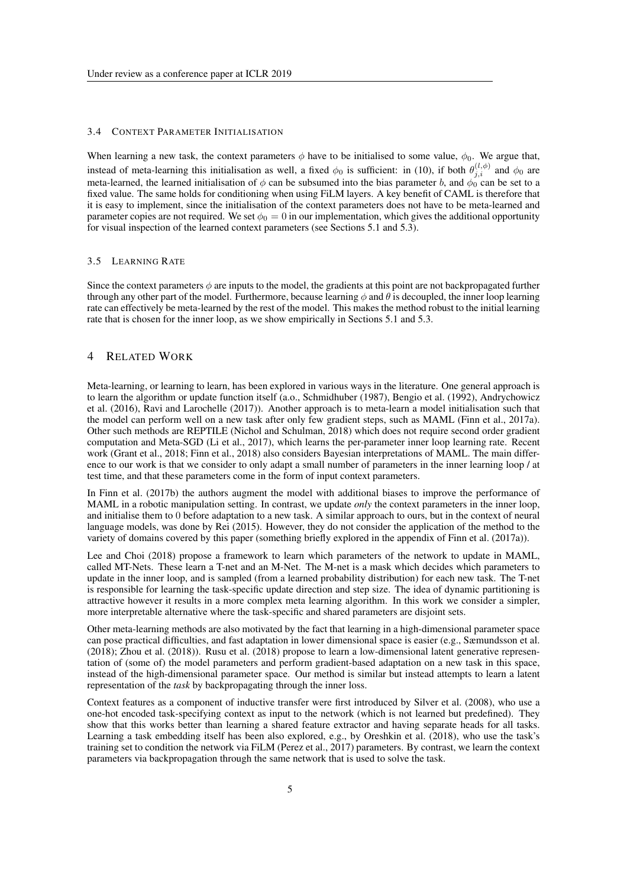### 3.4 Context Parameter Initialisation

When learning a new task, the context parameters $\phi$ have to be initialised to some value, $\phi_0$. We argue that, instead of meta-learning this initialisation as well, a fixed $\phi_0$ is sufficient: in (10), if both $\theta_{j,i}^{(l,\phi)}$ and $\phi_0$ are meta-learned, the learned initialisation of $\phi$ can be subsumed into the bias parameter $b$, and $\phi_0$ can be set to a fixed value. The same holds for conditioning when using FiLM layers. A key benefit of CAML is therefore that it is easy to implement, since the initialisation of the context parameters does not have to be meta-learned and parameter copies are not required. We set $\phi_0 = 0$ in our implementation, which gives the additional opportunity for visual inspection of the learned context parameters (see Sections 5.1 and 5.3).

### 3.5 Learning Rate

Since the context parameters $\phi$ are inputs to the model, the gradients at this point are not backpropagated further through any other part of the model. Furthermore, because learning $\phi$ and $\theta$ is decoupled, the inner loop learning rate can effectively be meta-learned by the rest of the model. This makes the method robust to the initial learning rate that is chosen for the inner loop, as we show empirically in Sections 5.1 and 5.3.

## 4 Related Work

Meta-learning, or learning to learn, has been explored in various ways in the literature. One general approach is to learn the algorithm or update function itself (a.o., Schmidhuber (1987), Bengio et al. (1992), Andrychowicz et al. (2016), Ravi and Larochelle (2017)). Another approach is to meta-learn a model initialisation such that the model can perform well on a new task after only few gradient steps, such as MAML (Finn et al., 2017a). Other such methods are REPTILE (Nichol and Schulman, 2018) which does not require second order gradient computation and Meta-SGD (Li et al., 2017), which learns the per-parameter inner loop learning rate. Recent work (Grant et al., 2018; Finn et al., 2018) also considers Bayesian interpretations of MAML. The main difference to our work is that we consider to only adapt a small number of parameters in the inner learning loop / at test time, and that these parameters come in the form of input context parameters.

In Finn et al. (2017b) the authors augment the model with additional biases to improve the performance of MAML in a robotic manipulation setting. In contrast, we update *only* the context parameters in the inner loop, and initialise them to 0 before adaptation to a new task. A similar approach to ours, but in the context of neural language models, was done by Rei (2015). However, they do not consider the application of the method to the variety of domains covered by this paper (something briefly explored in the appendix of Finn et al. (2017a)).

Lee and Choi (2018) propose a framework to learn which parameters of the network to update in MAML, called MT-Nets. These learn a T-net and an M-Net. The M-net is a mask which decides which parameters to update in the inner loop, and is sampled (from a learned probability distribution) for each new task. The T-net is responsible for learning the task-specific update direction and step size. The idea of dynamic partitioning is attractive however it results in a more complex meta learning algorithm. In this work we consider a simpler, more interpretable alternative where the task-specific and shared parameters are disjoint sets.

Other meta-learning methods are also motivated by the fact that learning in a high-dimensional parameter space can pose practical difficulties, and fast adaptation in lower dimensional space is easier (e.g., Sæmundsson et al. (2018); Zhou et al. (2018)). Rusu et al. (2018) propose to learn a low-dimensional latent generative representation of (some of) the model parameters and perform gradient-based adaptation on a new task in this space, instead of the high-dimensional parameter space. Our method is similar but instead attempts to learn a latent representation of the *task* by backpropagating through the inner loss.

Context features as a component of inductive transfer were first introduced by Silver et al. (2008), who use a one-hot encoded task-specifying context as input to the network (which is not learned but predefined). They show that this works better than learning a shared feature extractor and having separate heads for all tasks. Learning a task embedding itself has been also explored, e.g., by Oreshkin et al. (2018), who use the task's training set to condition the network via FiLM (Perez et al., 2017) parameters. By contrast, we learn the context parameters via backpropagation through the same network that is used to solve the task.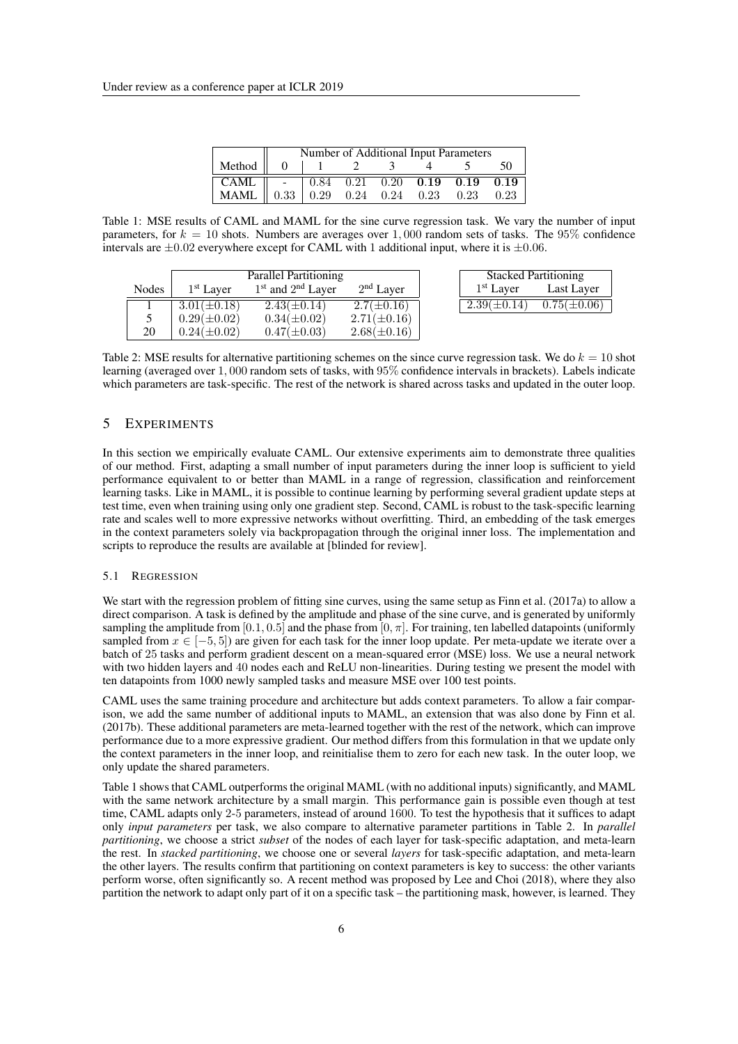| Method | Number of Additional Input Parameters | | | | | | |
|---|---|---|---|---|---|---|---|
| | 0 | 1 | 2 | 3 | 4 | 5 | 50 |
| CAML | - | $0.84$ | $0.21$ | $0.20$ | $\mathbf{0.19}$ | $\mathbf{0.19}$ | $\mathbf{0.19}$ |
| MAML | $0.33$ | $0.29$ | $0.24$ | $0.24$ | $0.23$ | $0.23$ | $0.23$ |

Table 1: MSE results of CAML and MAML for the sine curve regression task. We vary the number of input parameters, for $k = 10$ shots. Numbers are averages over $1,000$ random sets of tasks. The $95\%$ confidence intervals are $\pm 0.02$ everywhere except for CAML with 1 additional input, where it is $\pm 0.06$.

| Nodes | Parallel Partitioning | | |
|---|---|---|---|
| | 1[st] Layer | 1[st] and 2[nd] Layer | 2[nd] Layer |
| 1 | $3.01(\pm 0.18)$ | $2.43(\pm 0.14)$ | $2.7(\pm 0.16)$ |
| 5 | $0.29(\pm 0.02)$ | $0.34(\pm 0.02)$ | $2.71(\pm 0.16)$ |
| 20 | $0.24(\pm 0.02)$ | $0.47(\pm 0.03)$ | $2.68(\pm 0.16)$ |

| Stacked Partitioning | |
|---|---|
| 1[st] Layer | Last Layer |
| $2.39(\pm 0.14)$ | $0.75(\pm 0.06)$ |

Table 2: MSE results for alternative partitioning schemes on the since curve regression task. We do $k = 10$ shot learning (averaged over $1,000$ random sets of tasks, with $95\%$ confidence intervals in brackets). Labels indicate which parameters are task-specific. The rest of the network is shared across tasks and updated in the outer loop.

## 5 Experiments

In this section we empirically evaluate CAML. Our extensive experiments aim to demonstrate three qualities of our method. First, adapting a small number of input parameters during the inner loop is sufficient to yield performance equivalent to or better than MAML in a range of regression, classification and reinforcement learning tasks. Like in MAML, it is possible to continue learning by performing several gradient update steps at test time, even when training using only one gradient step. Second, CAML is robust to the task-specific learning rate and scales well to more expressive networks without overfitting. Third, an embedding of the task emerges in the context parameters solely via backpropagation through the original inner loss. The implementation and scripts to reproduce the results are available at [blinded for review].

### 5.1 Regression

We start with the regression problem of fitting sine curves, using the same setup as Finn et al. (2017a) to allow a direct comparison. A task is defined by the amplitude and phase of the sine curve, and is generated by uniformly sampling the amplitude from $[0.1, 0.5]$ and the phase from $[0, \pi]$. For training, ten labelled datapoints (uniformly sampled from $x \in [-5, 5]$) are given for each task for the inner loop update. Per meta-update we iterate over a batch of $25$ tasks and perform gradient descent on a mean-squared error (MSE) loss. We use a neural network with two hidden layers and $40$ nodes each and ReLU non-linearities. During testing we present the model with ten datapoints from 1000 newly sampled tasks and measure MSE over 100 test points.

CAML uses the same training procedure and architecture but adds context parameters. To allow a fair comparison, we add the same number of additional inputs to MAML, an extension that was also done by Finn et al. (2017b). These additional parameters are meta-learned together with the rest of the network, which can improve performance due to a more expressive gradient. Our method differs from this formulation in that we update only the context parameters in the inner loop, and reinitialise them to zero for each new task. In the outer loop, we only update the shared parameters.

Table 1 shows that CAML outperforms the original MAML (with no additional inputs) significantly, and MAML with the same network architecture by a small margin. This performance gain is possible even though at test time, CAML adapts only 2-5 parameters, instead of around $1600$. To test the hypothesis that it suffices to adapt only *input parameters* per task, we also compare to alternative parameter partitions in Table 2. In *parallel partitioning*, we choose a strict *subset* of the nodes of each layer for task-specific adaptation, and meta-learn the rest. In *stacked partitioning*, we choose one or several *layers* for task-specific adaptation, and meta-learn the other layers. The results confirm that partitioning on context parameters is key to success: the other variants perform worse, often significantly so. A recent method was proposed by Lee and Choi (2018), where they also partition the network to adapt only part of it on a specific task – the partitioning mask, however, is learned. They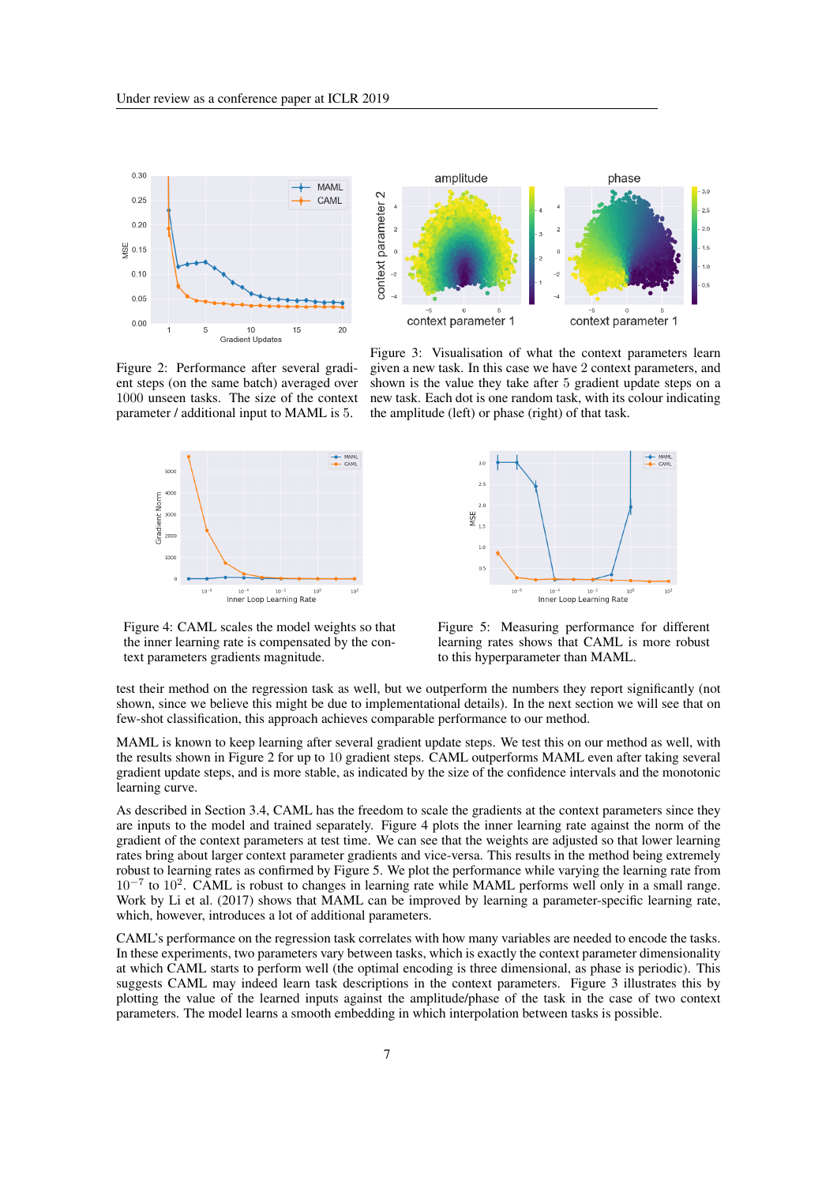Figure 2: Performance after several gradient steps (on the same batch) averaged over 1000 unseen tasks. The size of the context parameter / additional input to MAML is 5.

Figure 3: Visualisation of what the context parameters learn given a new task. In this case we have 2 context parameters, and shown is the value they take after 5 gradient update steps on a new task. Each dot is one random task, with its colour indicating the amplitude (left) or phase (right) of that task.

Figure 4: CAML scales the model weights so that the inner learning rate is compensated by the context parameters gradients magnitude.

Figure 5: Measuring performance for different learning rates shows that CAML is more robust to this hyperparameter than MAML.

test their method on the regression task as well, but we outperform the numbers they report significantly (not shown, since we believe this might be due to implementational details). In the next section we will see that on few-shot classification, this approach achieves comparable performance to our method.

MAML is known to keep learning after several gradient update steps. We test this on our method as well, with the results shown in Figure 2 for up to 10 gradient steps. CAML outperforms MAML even after taking several gradient update steps, and is more stable, as indicated by the size of the confidence intervals and the monotonic learning curve.

As described in Section 3.4, CAML has the freedom to scale the gradients at the context parameters since they are inputs to the model and trained separately. Figure 4 plots the inner learning rate against the norm of the gradient of the context parameters at test time. We can see that the weights are adjusted so that lower learning rates bring about larger context parameter gradients and vice-versa. This results in the method being extremely robust to learning rates as confirmed by Figure 5. We plot the performance while varying the learning rate from $10^{-7}$ to $10^{2}$. CAML is robust to changes in learning rate while MAML performs well only in a small range. Work by Li et al. (2017) shows that MAML can be improved by learning a parameter-specific learning rate, which, however, introduces a lot of additional parameters.

CAML's performance on the regression task correlates with how many variables are needed to encode the tasks. In these experiments, two parameters vary between tasks, which is exactly the context parameter dimensionality at which CAML starts to perform well (the optimal encoding is three dimensional, as phase is periodic). This suggests CAML may indeed learn task descriptions in the context parameters. Figure 3 illustrates this by plotting the value of the learned inputs against the amplitude/phase of the task in the case of two context parameters. The model learns a smooth embedding in which interpolation between tasks is possible.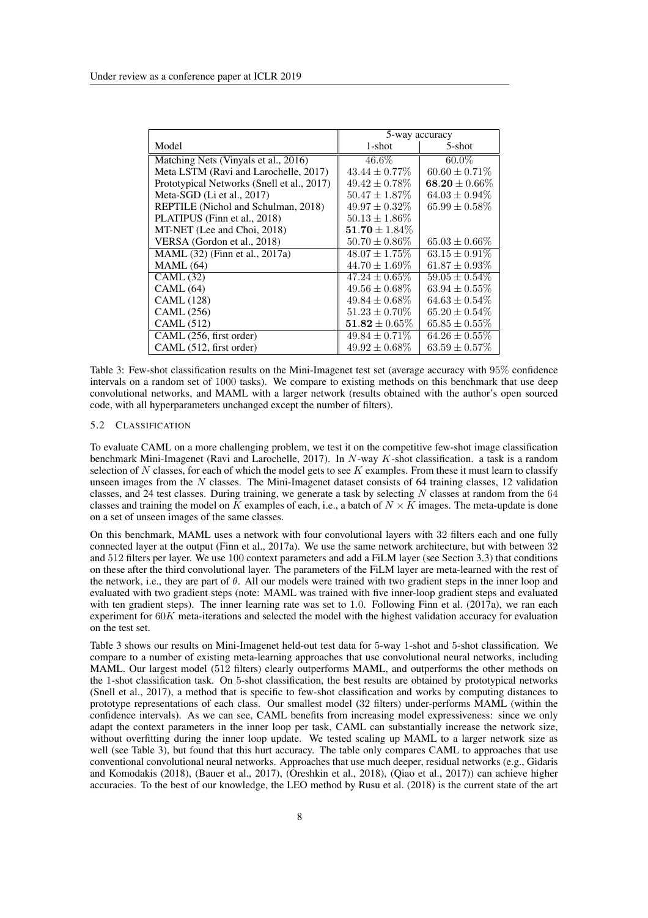| Model | 5-way accuracy | |
|---|---|---|
| | 1-shot | 5-shot |
| Matching Nets (Vinyals et al., 2016) | $46.6\%$ | $60.0\%$ |
| Meta LSTM (Ravi and Larochelle, 2017) | $43.44 \pm 0.77\%$ | $60.60 \pm 0.71\%$ |
| Prototypical Networks (Snell et al., 2017) | $49.42 \pm 0.78\%$ | $\mathbf{68.20} \pm 0.66\%$ |
| Meta-SGD (Li et al., 2017) | $50.47 \pm 1.87\%$ | $64.03 \pm 0.94\%$ |
| REPTILE (Nichol and Schulman, 2018) | $49.97 \pm 0.32\%$ | $65.99 \pm 0.58\%$ |
| PLATIPUS (Finn et al., 2018) | $50.13 \pm 1.86\%$ | |
| MT-NET (Lee and Choi, 2018) | $\mathbf{51.70} \pm 1.84\%$ | |
| VERSA (Gordon et al., 2018) | $50.70 \pm 0.86\%$ | $65.03 \pm 0.66\%$ |
| MAML (32) (Finn et al., 2017a) | $48.07 \pm 1.75\%$ | $63.15 \pm 0.91\%$ |
| MAML (64) | $44.70 \pm 1.69\%$ | $61.87 \pm 0.93\%$ |
| CAML (32) | $47.24 \pm 0.65\%$ | $59.05 \pm 0.54\%$ |
| CAML (64) | $49.56 \pm 0.68\%$ | $63.94 \pm 0.55\%$ |
| CAML (128) | $49.84 \pm 0.68\%$ | $64.63 \pm 0.54\%$ |
| CAML (256) | $51.23 \pm 0.70\%$ | $65.20 \pm 0.54\%$ |
| CAML (512) | $\mathbf{51.82} \pm 0.65\%$ | $65.85 \pm 0.55\%$ |
| CAML (256, first order) | $49.84 \pm 0.71\%$ | $64.26 \pm 0.55\%$ |
| CAML (512, first order) | $49.92 \pm 0.68\%$ | $63.59 \pm 0.57\%$ |

Table 3: Few-shot classification results on the Mini-Imagenet test set (average accuracy with $95\%$ confidence intervals on a random set of $1000$ tasks). We compare to existing methods on this benchmark that use deep convolutional networks, and MAML with a larger network (results obtained with the author's open sourced code, with all hyperparameters unchanged except the number of filters).

### 5.2 Classification

To evaluate CAML on a more challenging problem, we test it on the competitive few-shot image classification benchmark Mini-Imagenet (Ravi and Larochelle, 2017). In $N$-way $K$-shot classification. a task is a random selection of $N$ classes, for each of which the model gets to see $K$ examples. From these it must learn to classify unseen images from the $N$ classes. The Mini-Imagenet dataset consists of 64 training classes, 12 validation classes, and 24 test classes. During training, we generate a task by selecting $N$ classes at random from the $64$ classes and training the model on $K$ examples of each, i.e., a batch of $N \times K$ images. The meta-update is done on a set of unseen images of the same classes.

On this benchmark, MAML uses a network with four convolutional layers with 32 filters each and one fully connected layer at the output (Finn et al., 2017a). We use the same network architecture, but with between $32$ and $512$ filters per layer. We use $100$ context parameters and add a FiLM layer (see Section 3.3) that conditions on these after the third convolutional layer. The parameters of the FiLM layer are meta-learned with the rest of the network, i.e., they are part of $\theta$. All our models were trained with two gradient steps in the inner loop and evaluated with two gradient steps (note: MAML was trained with five inner-loop gradient steps and evaluated with ten gradient steps). The inner learning rate was set to $1.0$. Following Finn et al. (2017a), we ran each experiment for $60K$ meta-iterations and selected the model with the highest validation accuracy for evaluation on the test set.

Table 3 shows our results on Mini-Imagenet held-out test data for $5$-way $1$-shot and $5$-shot classification. We compare to a number of existing meta-learning approaches that use convolutional neural networks, including MAML. Our largest model (512 filters) clearly outperforms MAML, and outperforms the other methods on the $1$-shot classification task. On $5$-shot classification, the best results are obtained by prototypical networks (Snell et al., 2017), a method that is specific to few-shot classification and works by computing distances to prototype representations of each class. Our smallest model (32 filters) under-performs MAML (within the confidence intervals). As we can see, CAML benefits from increasing model expressiveness: since we only adapt the context parameters in the inner loop per task, CAML can substantially increase the network size, without overfitting during the inner loop update. We tested scaling up MAML to a larger network size as well (see Table 3), but found that this hurt accuracy. The table only compares CAML to approaches that use conventional convolutional neural networks. Approaches that use much deeper, residual networks (e.g., Gidaris and Komodakis (2018), (Bauer et al., 2017), (Oreshkin et al., 2018), (Qiao et al., 2017)) can achieve higher accuracies. To the best of our knowledge, the LEO method by Rusu et al. (2018) is the current state of the art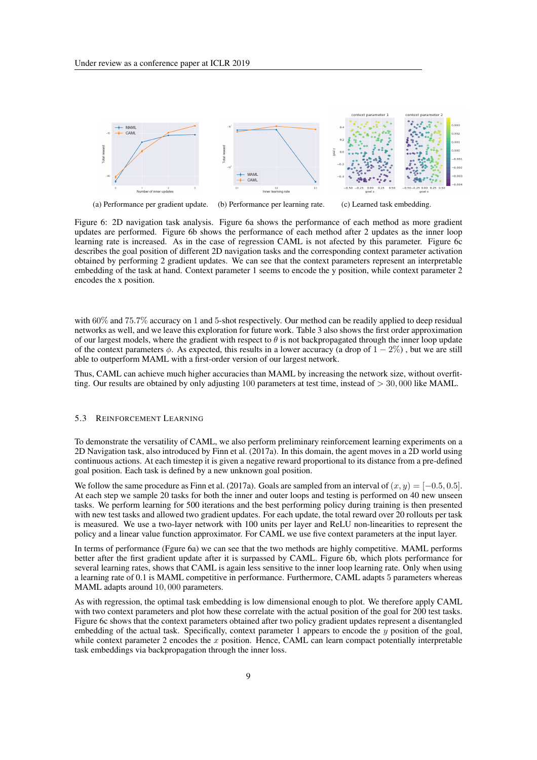(a) Performance per gradient update. (b) Performance per learning rate. (c) Learned task embedding.

Figure 6: 2D navigation task analysis. Figure 6a shows the performance of each method as more gradient updates are performed. Figure 6b shows the performance of each method after 2 updates as the inner loop learning rate is increased. As in the case of regression CAML is not afected by this parameter. Figure 6c describes the goal position of different 2D navigation tasks and the corresponding context parameter activation obtained by performing 2 gradient updates. We can see that the context parameters represent an interpretable embedding of the task at hand. Context parameter 1 seems to encode the y position, while context parameter 2 encodes the x position.

with $60\%$ and $75.7\%$ accuracy on 1 and 5-shot respectively. Our method can be readily applied to deep residual networks as well, and we leave this exploration for future work. Table 3 also shows the first order approximation of our largest models, where the gradient with respect to $\theta$ is not backpropagated through the inner loop update of the context parameters $\phi$. As expected, this results in a lower accuracy (a drop of $1-2\%$) , but we are still able to outperform MAML with a first-order version of our largest network.

Thus, CAML can achieve much higher accuracies than MAML by increasing the network size, without overfitting. Our results are obtained by only adjusting $100$ parameters at test time, instead of $> 30,000$ like MAML.

### 5.3 Reinforcement Learning

To demonstrate the versatility of CAML, we also perform preliminary reinforcement learning experiments on a 2D Navigation task, also introduced by Finn et al. (2017a). In this domain, the agent moves in a 2D world using continuous actions. At each timestep it is given a negative reward proportional to its distance from a pre-defined goal position. Each task is defined by a new unknown goal position.

We follow the same procedure as Finn et al. (2017a). Goals are sampled from an interval of $(x, y) = [-0.5, 0.5]$. At each step we sample 20 tasks for both the inner and outer loops and testing is performed on 40 new unseen tasks. We perform learning for 500 iterations and the best performing policy during training is then presented with new test tasks and allowed two gradient updates. For each update, the total reward over 20 rollouts per task is measured. We use a two-layer network with 100 units per layer and ReLU non-linearities to represent the policy and a linear value function approximator. For CAML we use five context parameters at the input layer.

In terms of performance (Fgure 6a) we can see that the two methods are highly competitive. MAML performs better after the first gradient update after it is surpassed by CAML. Figure 6b, which plots performance for several learning rates, shows that CAML is again less sensitive to the inner loop learning rate. Only when using a learning rate of 0.1 is MAML competitive in performance. Furthermore, CAML adapts $5$ parameters whereas MAML adapts around $10,000$ parameters.

As with regression, the optimal task embedding is low dimensional enough to plot. We therefore apply CAML with two context parameters and plot how these correlate with the actual position of the goal for 200 test tasks. Figure 6c shows that the context parameters obtained after two policy gradient updates represent a disentangled embedding of the actual task. Specifically, context parameter 1 appears to encode the $y$ position of the goal, while context parameter 2 encodes the $x$ position. Hence, CAML can learn compact potentially interpretable task embeddings via backpropagation through the inner loss.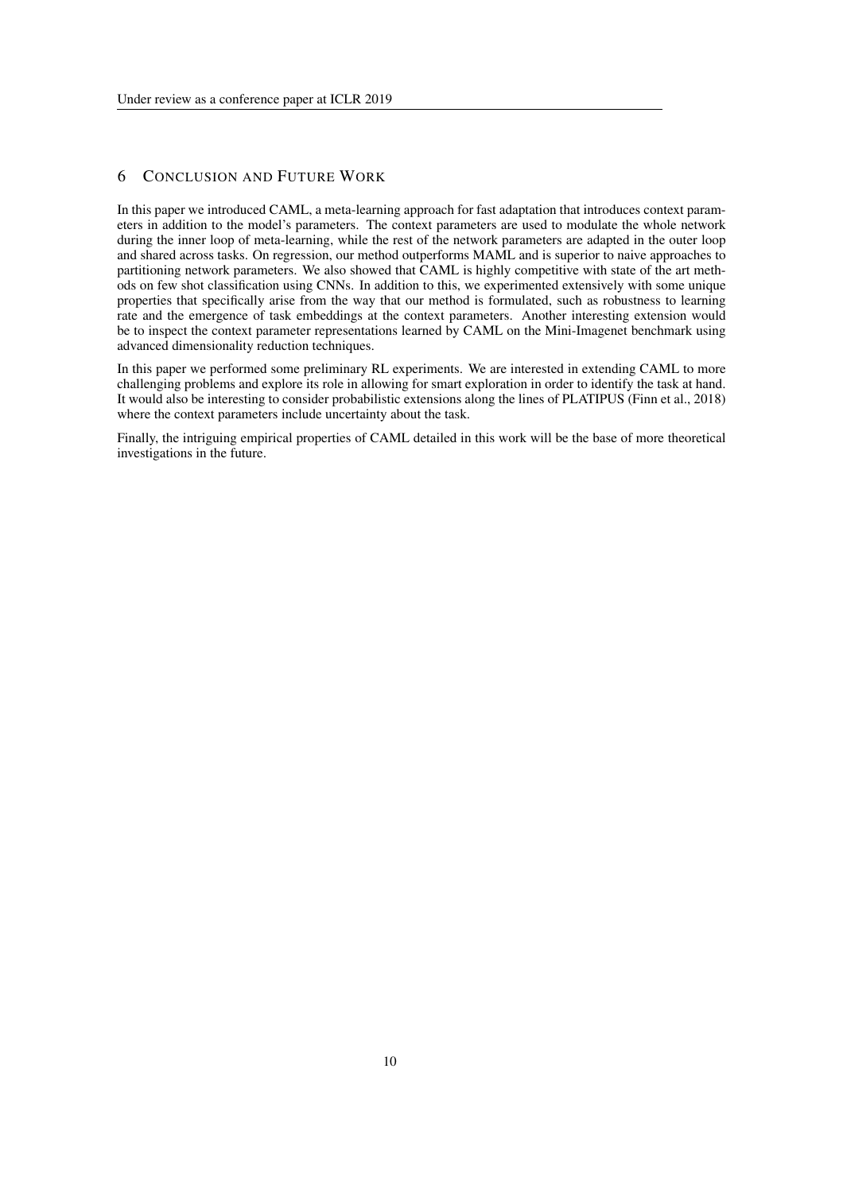# 6 Conclusion and Future Work

In this paper we introduced CAML, a meta-learning approach for fast adaptation that introduces context parameters in addition to the model's parameters. The context parameters are used to modulate the whole network during the inner loop of meta-learning, while the rest of the network parameters are adapted in the outer loop and shared across tasks. On regression, our method outperforms MAML and is superior to naive approaches to partitioning network parameters. We also showed that CAML is highly competitive with state of the art methods on few shot classification using CNNs. In addition to this, we experimented extensively with some unique properties that specifically arise from the way that our method is formulated, such as robustness to learning rate and the emergence of task embeddings at the context parameters. Another interesting extension would be to inspect the context parameter representations learned by CAML on the Mini-Imagenet benchmark using advanced dimensionality reduction techniques.

In this paper we performed some preliminary RL experiments. We are interested in extending CAML to more challenging problems and explore its role in allowing for smart exploration in order to identify the task at hand. It would also be interesting to consider probabilistic extensions along the lines of PLATIPUS (Finn et al., 2018) where the context parameters include uncertainty about the task.

Finally, the intriguing empirical properties of CAML detailed in this work will be the base of more theoretical investigations in the future.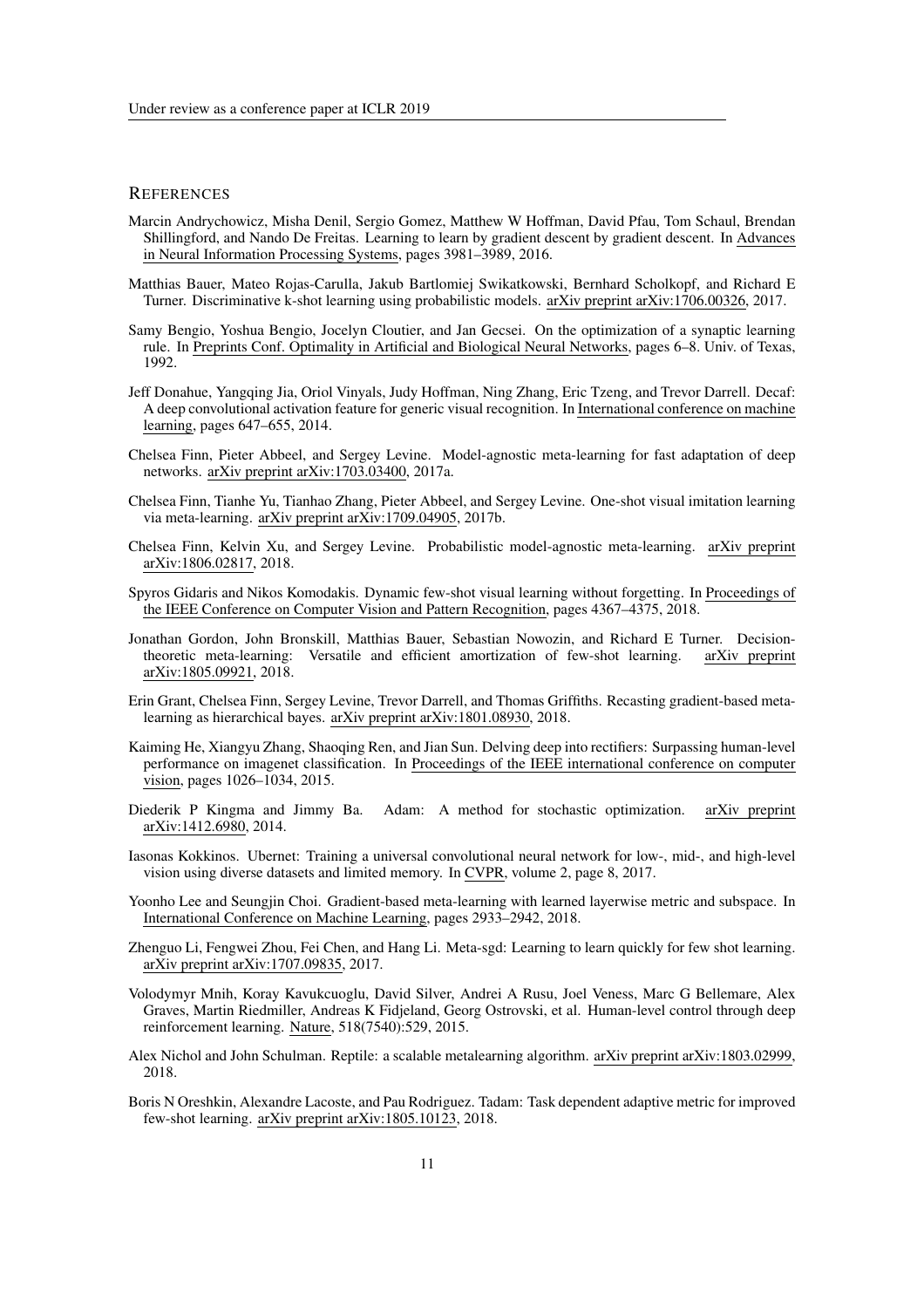## References

Marcin Andrychowicz, Misha Denil, Sergio Gomez, Matthew W Hoffman, David Pfau, Tom Schaul, Brendan Shillingford, and Nando De Freitas. Learning to learn by gradient descent by gradient descent. In Advances in Neural Information Processing Systems, pages 3981–3989, 2016.

Matthias Bauer, Mateo Rojas-Carulla, Jakub Bartlomiej Swikatkowski, Bernhard Scholkopf, and Richard E Turner. Discriminative k-shot learning using probabilistic models. arXiv preprint arXiv:1706.00326, 2017.

Samy Bengio, Yoshua Bengio, Jocelyn Cloutier, and Jan Gecsei. On the optimization of a synaptic learning rule. In Preprints Conf. Optimality in Artificial and Biological Neural Networks, pages 6–8. Univ. of Texas, 1992.

Jeff Donahue, Yangqing Jia, Oriol Vinyals, Judy Hoffman, Ning Zhang, Eric Tzeng, and Trevor Darrell. Decaf: A deep convolutional activation feature for generic visual recognition. In International conference on machine learning, pages 647–655, 2014.

Chelsea Finn, Pieter Abbeel, and Sergey Levine. Model-agnostic meta-learning for fast adaptation of deep networks. arXiv preprint arXiv:1703.03400, 2017a.

Chelsea Finn, Tianhe Yu, Tianhao Zhang, Pieter Abbeel, and Sergey Levine. One-shot visual imitation learning via meta-learning. arXiv preprint arXiv:1709.04905, 2017b.

Chelsea Finn, Kelvin Xu, and Sergey Levine. Probabilistic model-agnostic meta-learning. arXiv preprint arXiv:1806.02817, 2018.

Spyros Gidaris and Nikos Komodakis. Dynamic few-shot visual learning without forgetting. In Proceedings of the IEEE Conference on Computer Vision and Pattern Recognition, pages 4367–4375, 2018.

Jonathan Gordon, John Bronskill, Matthias Bauer, Sebastian Nowozin, and Richard E Turner. Decision-theoretic meta-learning: Versatile and efficient amortization of few-shot learning. arXiv preprint arXiv:1805.09921, 2018.

Erin Grant, Chelsea Finn, Sergey Levine, Trevor Darrell, and Thomas Griffiths. Recasting gradient-based meta-learning as hierarchical bayes. arXiv preprint arXiv:1801.08930, 2018.

Kaiming He, Xiangyu Zhang, Shaoqing Ren, and Jian Sun. Delving deep into rectifiers: Surpassing human-level performance on imagenet classification. In Proceedings of the IEEE international conference on computer vision, pages 1026–1034, 2015.

Diederik P Kingma and Jimmy Ba. Adam: A method for stochastic optimization. arXiv preprint arXiv:1412.6980, 2014.

Iasonas Kokkinos. Ubernet: Training a universal convolutional neural network for low-, mid-, and high-level vision using diverse datasets and limited memory. In CVPR, volume 2, page 8, 2017.

Yoonho Lee and Seungjin Choi. Gradient-based meta-learning with learned layerwise metric and subspace. In International Conference on Machine Learning, pages 2933–2942, 2018.

Zhenguo Li, Fengwei Zhou, Fei Chen, and Hang Li. Meta-sgd: Learning to learn quickly for few shot learning. arXiv preprint arXiv:1707.09835, 2017.

Volodymyr Mnih, Koray Kavukcuoglu, David Silver, Andrei A Rusu, Joel Veness, Marc G Bellemare, Alex Graves, Martin Riedmiller, Andreas K Fidjeland, Georg Ostrovski, et al. Human-level control through deep reinforcement learning. Nature, 518(7540):529, 2015.

Alex Nichol and John Schulman. Reptile: a scalable metalearning algorithm. arXiv preprint arXiv:1803.02999, 2018.

Boris N Oreshkin, Alexandre Lacoste, and Pau Rodriguez. Tadam: Task dependent adaptive metric for improved few-shot learning. arXiv preprint arXiv:1805.10123, 2018.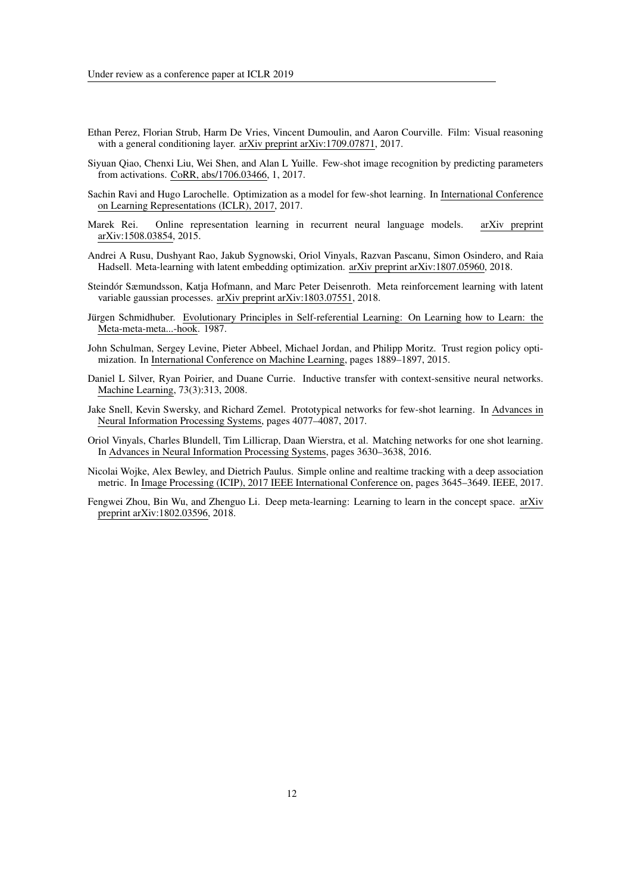Ethan Perez, Florian Strub, Harm De Vries, Vincent Dumoulin, and Aaron Courville. Film: Visual reasoning with a general conditioning layer. arXiv preprint arXiv:1709.07871, 2017.

Siyuan Qiao, Chenxi Liu, Wei Shen, and Alan L Yuille. Few-shot image recognition by predicting parameters from activations. CoRR, abs/1706.03466, 1, 2017.

Sachin Ravi and Hugo Larochelle. Optimization as a model for few-shot learning. In International Conference on Learning Representations (ICLR), 2017, 2017.

Marek Rei. Online representation learning in recurrent neural language models. arXiv preprint arXiv:1508.03854, 2015.

Andrei A Rusu, Dushyant Rao, Jakub Sygnowski, Oriol Vinyals, Razvan Pascanu, Simon Osindero, and Raia Hadsell. Meta-learning with latent embedding optimization. arXiv preprint arXiv:1807.05960, 2018.

Steindór Sæmundsson, Katja Hofmann, and Marc Peter Deisenroth. Meta reinforcement learning with latent variable gaussian processes. arXiv preprint arXiv:1803.07551, 2018.

Jürgen Schmidhuber. Evolutionary Principles in Self-referential Learning: On Learning how to Learn: the Meta-meta-meta...-hook. 1987.

John Schulman, Sergey Levine, Pieter Abbeel, Michael Jordan, and Philipp Moritz. Trust region policy optimization. In International Conference on Machine Learning, pages 1889–1897, 2015.

Daniel L Silver, Ryan Poirier, and Duane Currie. Inductive transfer with context-sensitive neural networks. Machine Learning, 73(3):313, 2008.

Jake Snell, Kevin Swersky, and Richard Zemel. Prototypical networks for few-shot learning. In Advances in Neural Information Processing Systems, pages 4077–4087, 2017.

Oriol Vinyals, Charles Blundell, Tim Lillicrap, Daan Wierstra, et al. Matching networks for one shot learning. In Advances in Neural Information Processing Systems, pages 3630–3638, 2016.

Nicolai Wojke, Alex Bewley, and Dietrich Paulus. Simple online and realtime tracking with a deep association metric. In Image Processing (ICIP), 2017 IEEE International Conference on, pages 3645–3649. IEEE, 2017.

Fengwei Zhou, Bin Wu, and Zhenguo Li. Deep meta-learning: Learning to learn in the concept space. arXiv preprint arXiv:1802.03596, 2018.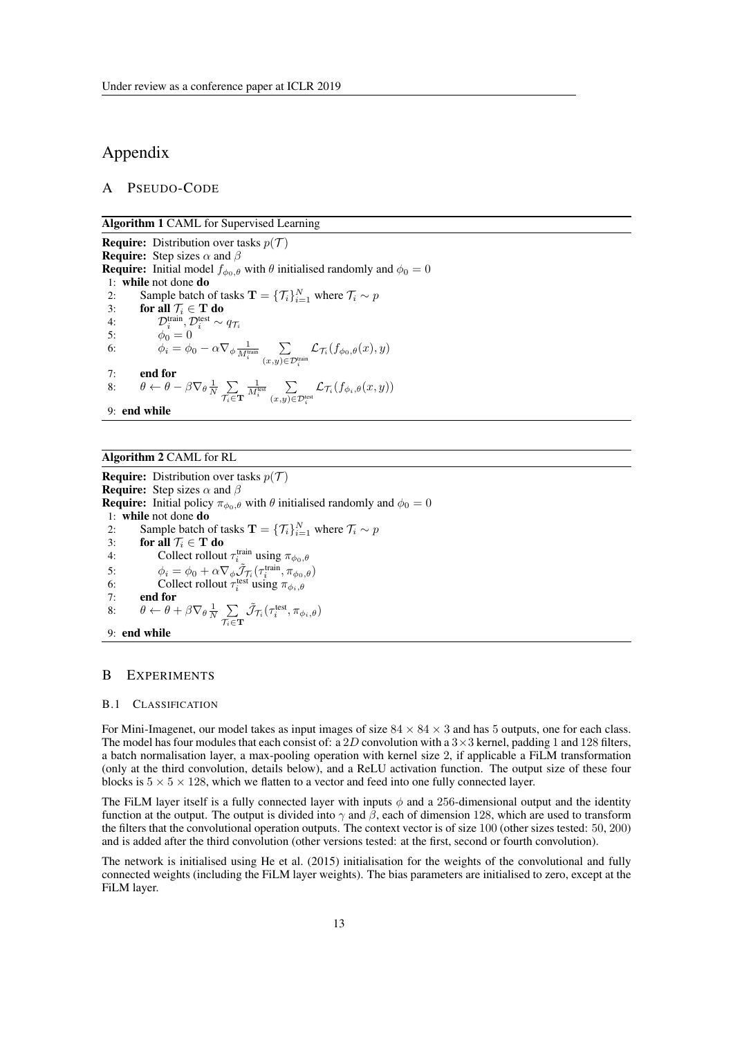# Appendix

## A Pseudo-Code

**Algorithm 1** CAML for Supervised Learning

**Require:** Distribution over tasks $p(\mathcal{T})$
**Require:** Step sizes $\alpha$ and $\beta$
**Require:** Initial model $f_{\phi_0,\theta}$ with $\theta$ initialised randomly and $\phi_0 = 0$

1: **while** not done **do**
2: Sample batch of tasks $\mathbf{T} = \{\mathcal{T}_i\}_{i=1}^N$ where $\mathcal{T}_i \sim p$
3: **for all** $\mathcal{T}_i \in \mathbf{T}$ **do**
4: $\mathcal{D}_i^{\text{train}}, \mathcal{D}_i^{\text{test}} \sim q_{\mathcal{T}_i}$
5: $\phi_0 = 0$
6: $\phi_i = \phi_0 - \alpha \nabla_\phi \frac{1}{M_i^{\text{train}}} \sum_{(x,y)\in\mathcal{D}_i^{\text{train}}} \mathcal{L}_{\mathcal{T}_i}(f_{\phi_0,\theta}(x), y)$
7: **end for**
8: $\theta \leftarrow \theta - \beta \nabla_\theta \frac{1}{N} \sum_{\mathcal{T}_i \in \mathbf{T}} \frac{1}{M_i^{\text{test}}} \sum_{(x,y)\in\mathcal{D}_i^{\text{test}}} \mathcal{L}_{\mathcal{T}_i}(f_{\phi_i,\theta}(x, y))$
9: **end while**

**Algorithm 2** CAML for RL

**Require:** Distribution over tasks $p(\mathcal{T})$
**Require:** Step sizes $\alpha$ and $\beta$
**Require:** Initial policy $\pi_{\phi_0,\theta}$ with $\theta$ initialised randomly and $\phi_0 = 0$

1: **while** not done **do**
2: Sample batch of tasks $\mathbf{T} = \{\mathcal{T}_i\}_{i=1}^N$ where $\mathcal{T}_i \sim p$
3: **for all** $\mathcal{T}_i \in \mathbf{T}$ **do**
4: Collect rollout $\tau_i^{\text{train}}$ using $\pi_{\phi_0,\theta}$
5: $\phi_i = \phi_0 + \alpha \nabla_\phi \tilde{\mathcal{J}}_{\mathcal{T}_i}(\tau_i^{\text{train}}, \pi_{\phi_0,\theta})$
6: Collect rollout $\tau_i^{\text{test}}$ using $\pi_{\phi_i,\theta}$
7: **end for**
8: $\theta \leftarrow \theta + \beta \nabla_\theta \frac{1}{N} \sum_{\mathcal{T}_i \in \mathbf{T}} \tilde{\mathcal{J}}_{\mathcal{T}_i}(\tau_i^{\text{test}}, \pi_{\phi_i,\theta})$
9: **end while**

## B Experiments

### B.1 Classification

For Mini-Imagenet, our model takes as input images of size $84 \times 84 \times 3$ and has 5 outputs, one for each class. The model has four modules that each consist of: a $2D$ convolution with a $3\times3$ kernel, padding 1 and 128 filters, a batch normalisation layer, a max-pooling operation with kernel size 2, if applicable a FiLM transformation (only at the third convolution, details below), and a ReLU activation function. The output size of these four blocks is $5 \times 5 \times 128$, which we flatten to a vector and feed into one fully connected layer.

The FiLM layer itself is a fully connected layer with inputs $\phi$ and a 256-dimensional output and the identity function at the output. The output is divided into $\gamma$ and $\beta$, each of dimension 128, which are used to transform the filters that the convolutional operation outputs. The context vector is of size 100 (other sizes tested: 50, 200) and is added after the third convolution (other versions tested: at the first, second or fourth convolution).

The network is initialised using He et al. (2015) initialisation for the weights of the convolutional and fully connected weights (including the FiLM layer weights). The bias parameters are initialised to zero, except at the FiLM layer.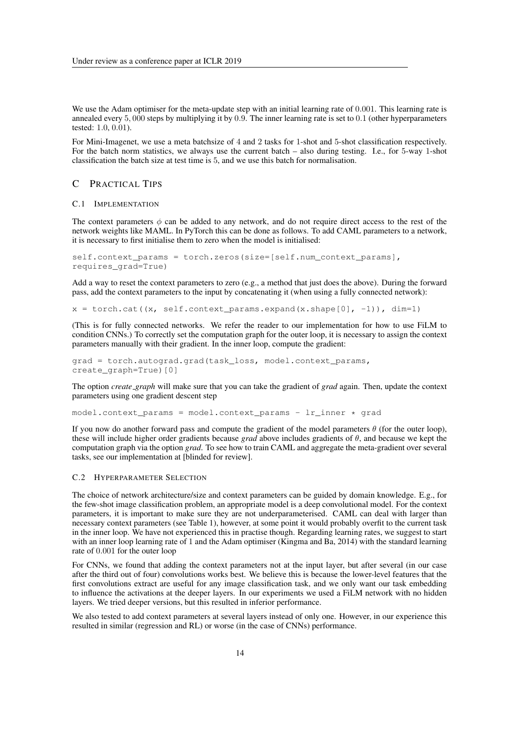We use the Adam optimiser for the meta-update step with an initial learning rate of $0.001$. This learning rate is annealed every $5,000$ steps by multiplying it by $0.9$. The inner learning rate is set to $0.1$ (other hyperparameters tested: $1.0$, $0.01$).

For Mini-Imagenet, we use a meta batchsize of $4$ and $2$ tasks for $1$-shot and $5$-shot classification respectively. For the batch norm statistics, we always use the current batch – also during testing. I.e., for $5$-way $1$-shot classification the batch size at test time is $5$, and we use this batch for normalisation.

# C Practical Tips

## C.1 Implementation

The context parameters $\phi$ can be added to any network, and do not require direct access to the rest of the network weights like MAML. In PyTorch this can be done as follows. To add CAML parameters to a network, it is necessary to first initialise them to zero when the model is initialised:

```
self.context_params = torch.zeros(size=[self.num_context_params],
requires_grad=True)
```

Add a way to reset the context parameters to zero (e.g., a method that just does the above). During the forward pass, add the context parameters to the input by concatenating it (when using a fully connected network):

```
x = torch.cat((x, self.context_params.expand(x.shape[0], -1)), dim=1)
```

(This is for fully connected networks. We refer the reader to our implementation for how to use FiLM to condition CNNs.) To correctly set the computation graph for the outer loop, it is necessary to assign the context parameters manually with their gradient. In the inner loop, compute the gradient:

```
grad = torch.autograd.grad(task_loss, model.context_params,
create_graph=True)[0]
```

The option *create_graph* will make sure that you can take the gradient of *grad* again. Then, update the context parameters using one gradient descent step

```
model.context_params = model.context_params - lr_inner * grad
```

If you now do another forward pass and compute the gradient of the model parameters $\theta$ (for the outer loop), these will include higher order gradients because *grad* above includes gradients of $\theta$, and because we kept the computation graph via the option *grad*. To see how to train CAML and aggregate the meta-gradient over several tasks, see our implementation at [blinded for review].

## C.2 Hyperparameter Selection

The choice of network architecture/size and context parameters can be guided by domain knowledge. E.g., for the few-shot image classification problem, an appropriate model is a deep convolutional model. For the context parameters, it is important to make sure they are not underparameterised. CAML can deal with larger than necessary context parameters (see Table 1), however, at some point it would probably overfit to the current task in the inner loop. We have not experienced this in practise though. Regarding learning rates, we suggest to start with an inner loop learning rate of 1 and the Adam optimiser (Kingma and Ba, 2014) with the standard learning rate of $0.001$ for the outer loop

For CNNs, we found that adding the context parameters not at the input layer, but after several (in our case after the third out of four) convolutions works best. We believe this is because the lower-level features that the first convolutions extract are useful for any image classification task, and we only want our task embedding to influence the activations at the deeper layers. In our experiments we used a FiLM network with no hidden layers. We tried deeper versions, but this resulted in inferior performance.

We also tested to add context parameters at several layers instead of only one. However, in our experience this resulted in similar (regression and RL) or worse (in the case of CNNs) performance.